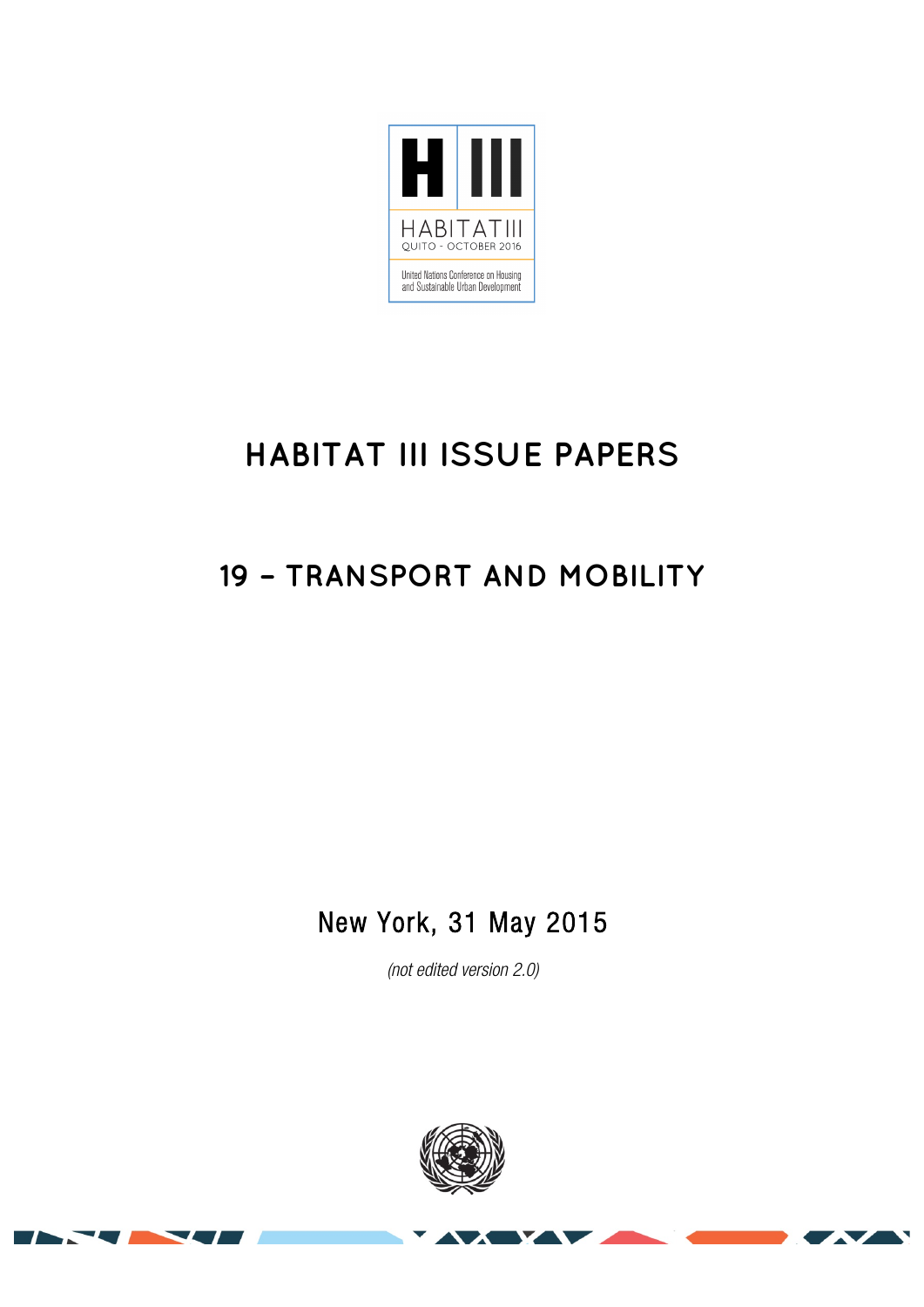H III

HABITAT III

QUITO - OCTOBER 2016

United Nations Conference on Housing and Sustainable Urban Development

# HABITAT III ISSUE PAPERS

## 19 – TRANSPORT AND MOBILITY

New York, 31 May 2015

*(not edited version 2.0)*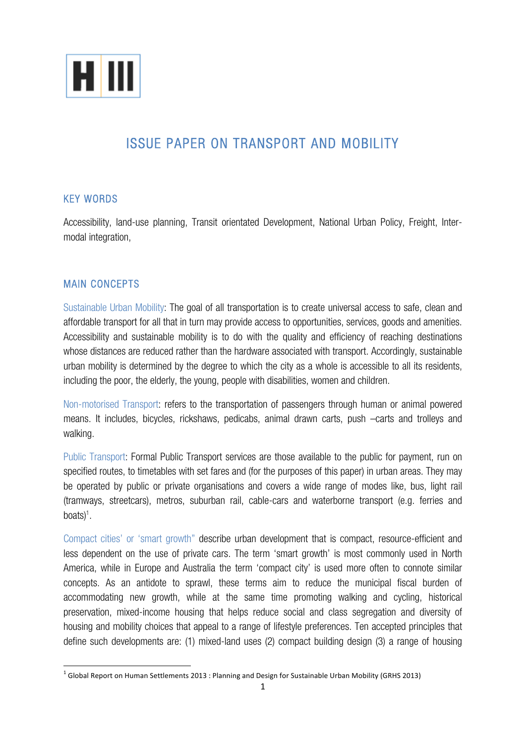H III

# ISSUE PAPER ON TRANSPORT AND MOBILITY

## KEY WORDS

Accessibility, land-use planning, Transit orientated Development, National Urban Policy, Freight, Inter-modal integration,

## MAIN CONCEPTS

Sustainable Urban Mobility: The goal of all transportation is to create universal access to safe, clean and affordable transport for all that in turn may provide access to opportunities, services, goods and amenities. Accessibility and sustainable mobility is to do with the quality and efficiency of reaching destinations whose distances are reduced rather than the hardware associated with transport. Accordingly, sustainable urban mobility is determined by the degree to which the city as a whole is accessible to all its residents, including the poor, the elderly, the young, people with disabilities, women and children.

Non-motorised Transport: refers to the transportation of passengers through human or animal powered means. It includes, bicycles, rickshaws, pedicabs, animal drawn carts, push –carts and trolleys and walking.

Public Transport: Formal Public Transport services are those available to the public for payment, run on specified routes, to timetables with set fares and (for the purposes of this paper) in urban areas. They may be operated by public or private organisations and covers a wide range of modes like, bus, light rail (tramways, streetcars), metros, suburban rail, cable-cars and waterborne transport (e.g. ferries and boats)[1].

Compact cities' or 'smart growth" describe urban development that is compact, resource-efficient and less dependent on the use of private cars. The term 'smart growth' is most commonly used in North America, while in Europe and Australia the term 'compact city' is used more often to connote similar concepts. As an antidote to sprawl, these terms aim to reduce the municipal fiscal burden of accommodating new growth, while at the same time promoting walking and cycling, historical preservation, mixed-income housing that helps reduce social and class segregation and diversity of housing and mobility choices that appeal to a range of lifestyle preferences. Ten accepted principles that define such developments are: (1) mixed-land uses (2) compact building design (3) a range of housing

[1] Global Report on Human Settlements 2013 : Planning and Design for Sustainable Urban Mobility (GRHS 2013)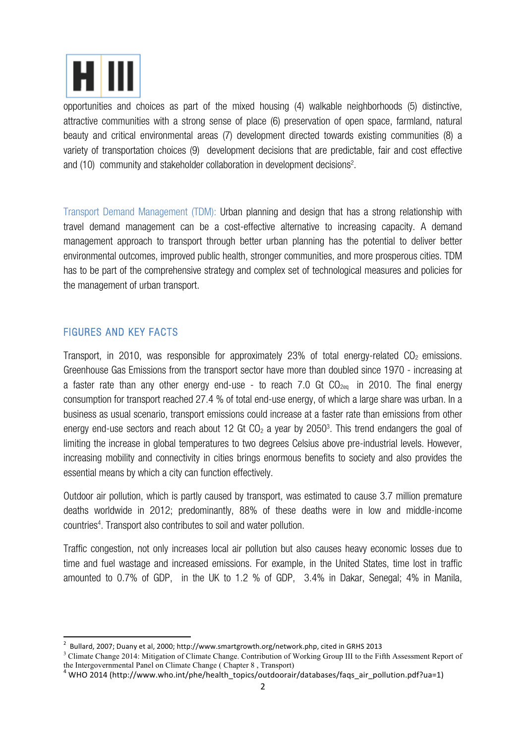opportunities and choices as part of the mixed housing (4) walkable neighborhoods (5) distinctive, attractive communities with a strong sense of place (6) preservation of open space, farmland, natural beauty and critical environmental areas (7) development directed towards existing communities (8) a variety of transportation choices (9) development decisions that are predictable, fair and cost effective and (10) community and stakeholder collaboration in development decisions[2].

Transport Demand Management (TDM): Urban planning and design that has a strong relationship with travel demand management can be a cost-effective alternative to increasing capacity. A demand management approach to transport through better urban planning has the potential to deliver better environmental outcomes, improved public health, stronger communities, and more prosperous cities. TDM has to be part of the comprehensive strategy and complex set of technological measures and policies for the management of urban transport.

## FIGURES AND KEY FACTS

Transport, in 2010, was responsible for approximately 23% of total energy-related $CO_2$ emissions. Greenhouse Gas Emissions from the transport sector have more than doubled since 1970 - increasing at a faster rate than any other energy end-use - to reach 7.0 Gt $CO_{2eq}$ in 2010. The final energy consumption for transport reached 27.4 % of total end-use energy, of which a large share was urban. In a business as usual scenario, transport emissions could increase at a faster rate than emissions from other energy end-use sectors and reach about 12 Gt $CO_2$ a year by 2050[3]. This trend endangers the goal of limiting the increase in global temperatures to two degrees Celsius above pre-industrial levels. However, increasing mobility and connectivity in cities brings enormous benefits to society and also provides the essential means by which a city can function effectively.

Outdoor air pollution, which is partly caused by transport, was estimated to cause 3.7 million premature deaths worldwide in 2012; predominantly, 88% of these deaths were in low and middle-income countries[4]. Transport also contributes to soil and water pollution.

Traffic congestion, not only increases local air pollution but also causes heavy economic losses due to time and fuel wastage and increased emissions. For example, in the United States, time lost in traffic amounted to 0.7% of GDP, in the UK to 1.2 % of GDP, 3.4% in Dakar, Senegal; 4% in Manila,

---

[2] Bullard, 2007; Duany et al, 2000; http://www.smartgrowth.org/network.php, cited in GRHS 2013

[3] Climate Change 2014: Mitigation of Climate Change. Contribution of Working Group III to the Fifth Assessment Report of the Intergovernmental Panel on Climate Change ( Chapter 8 , Transport)

[4] WHO 2014 (http://www.who.int/phe/health_topics/outdoorair/databases/faqs_air_pollution.pdf?ua=1)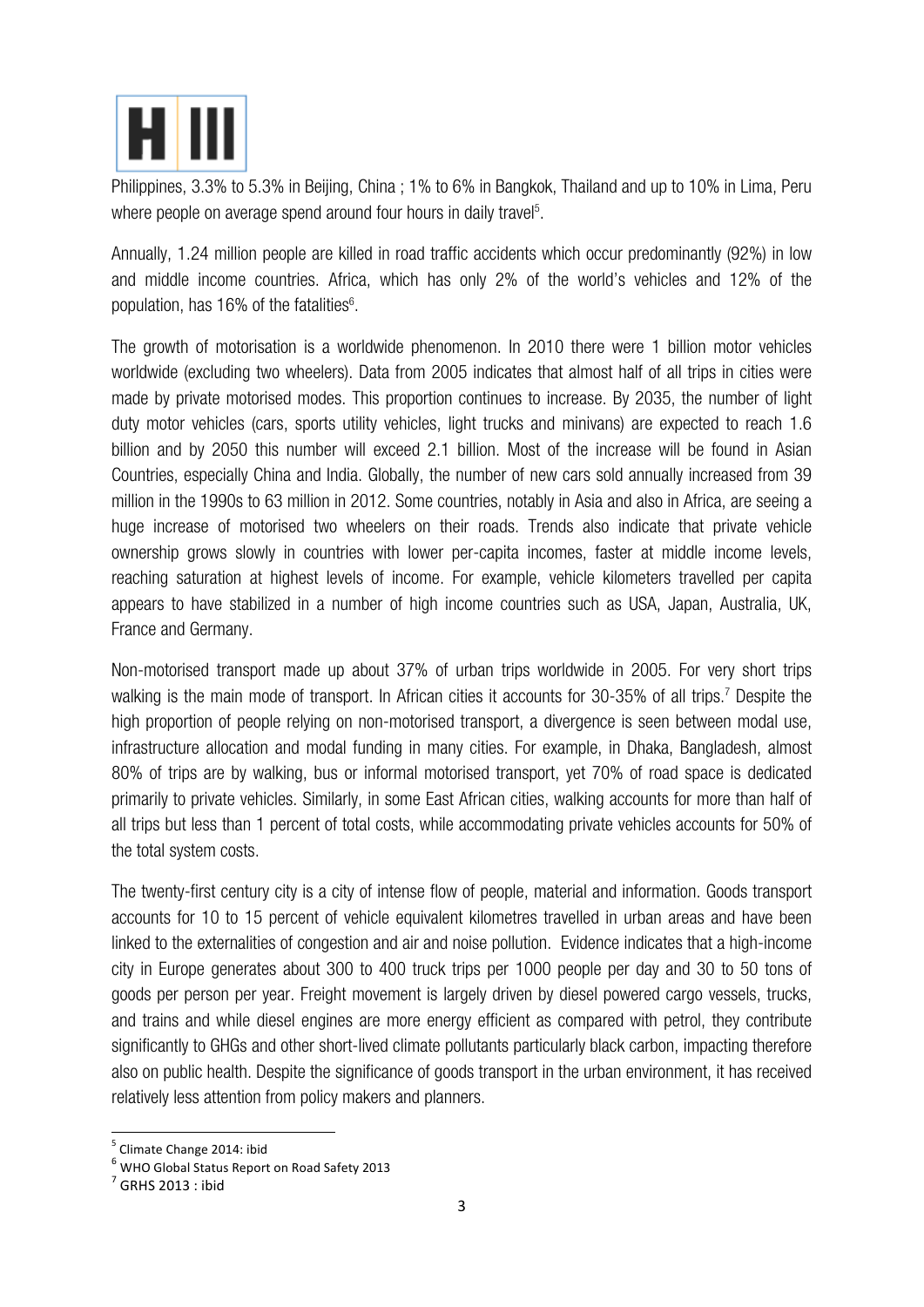Philippines, 3.3% to 5.3% in Beijing, China ; 1% to 6% in Bangkok, Thailand and up to 10% in Lima, Peru where people on average spend around four hours in daily travel[5].

Annually, 1.24 million people are killed in road traffic accidents which occur predominantly (92%) in low and middle income countries. Africa, which has only 2% of the world's vehicles and 12% of the population, has 16% of the fatalities[6].

The growth of motorisation is a worldwide phenomenon. In 2010 there were 1 billion motor vehicles worldwide (excluding two wheelers). Data from 2005 indicates that almost half of all trips in cities were made by private motorised modes. This proportion continues to increase. By 2035, the number of light duty motor vehicles (cars, sports utility vehicles, light trucks and minivans) are expected to reach 1.6 billion and by 2050 this number will exceed 2.1 billion. Most of the increase will be found in Asian Countries, especially China and India. Globally, the number of new cars sold annually increased from 39 million in the 1990s to 63 million in 2012. Some countries, notably in Asia and also in Africa, are seeing a huge increase of motorised two wheelers on their roads. Trends also indicate that private vehicle ownership grows slowly in countries with lower per-capita incomes, faster at middle income levels, reaching saturation at highest levels of income. For example, vehicle kilometers travelled per capita appears to have stabilized in a number of high income countries such as USA, Japan, Australia, UK, France and Germany.

Non-motorised transport made up about 37% of urban trips worldwide in 2005. For very short trips walking is the main mode of transport. In African cities it accounts for 30-35% of all trips.[7] Despite the high proportion of people relying on non-motorised transport, a divergence is seen between modal use, infrastructure allocation and modal funding in many cities. For example, in Dhaka, Bangladesh, almost 80% of trips are by walking, bus or informal motorised transport, yet 70% of road space is dedicated primarily to private vehicles. Similarly, in some East African cities, walking accounts for more than half of all trips but less than 1 percent of total costs, while accommodating private vehicles accounts for 50% of the total system costs.

The twenty-first century city is a city of intense flow of people, material and information. Goods transport accounts for 10 to 15 percent of vehicle equivalent kilometres travelled in urban areas and have been linked to the externalities of congestion and air and noise pollution. Evidence indicates that a high-income city in Europe generates about 300 to 400 truck trips per 1000 people per day and 30 to 50 tons of goods per person per year. Freight movement is largely driven by diesel powered cargo vessels, trucks, and trains and while diesel engines are more energy efficient as compared with petrol, they contribute significantly to GHGs and other short-lived climate pollutants particularly black carbon, impacting therefore also on public health. Despite the significance of goods transport in the urban environment, it has received relatively less attention from policy makers and planners.

---

[5] Climate Change 2014: ibid

[6] WHO Global Status Report on Road Safety 2013

[7] GRHS 2013 : ibid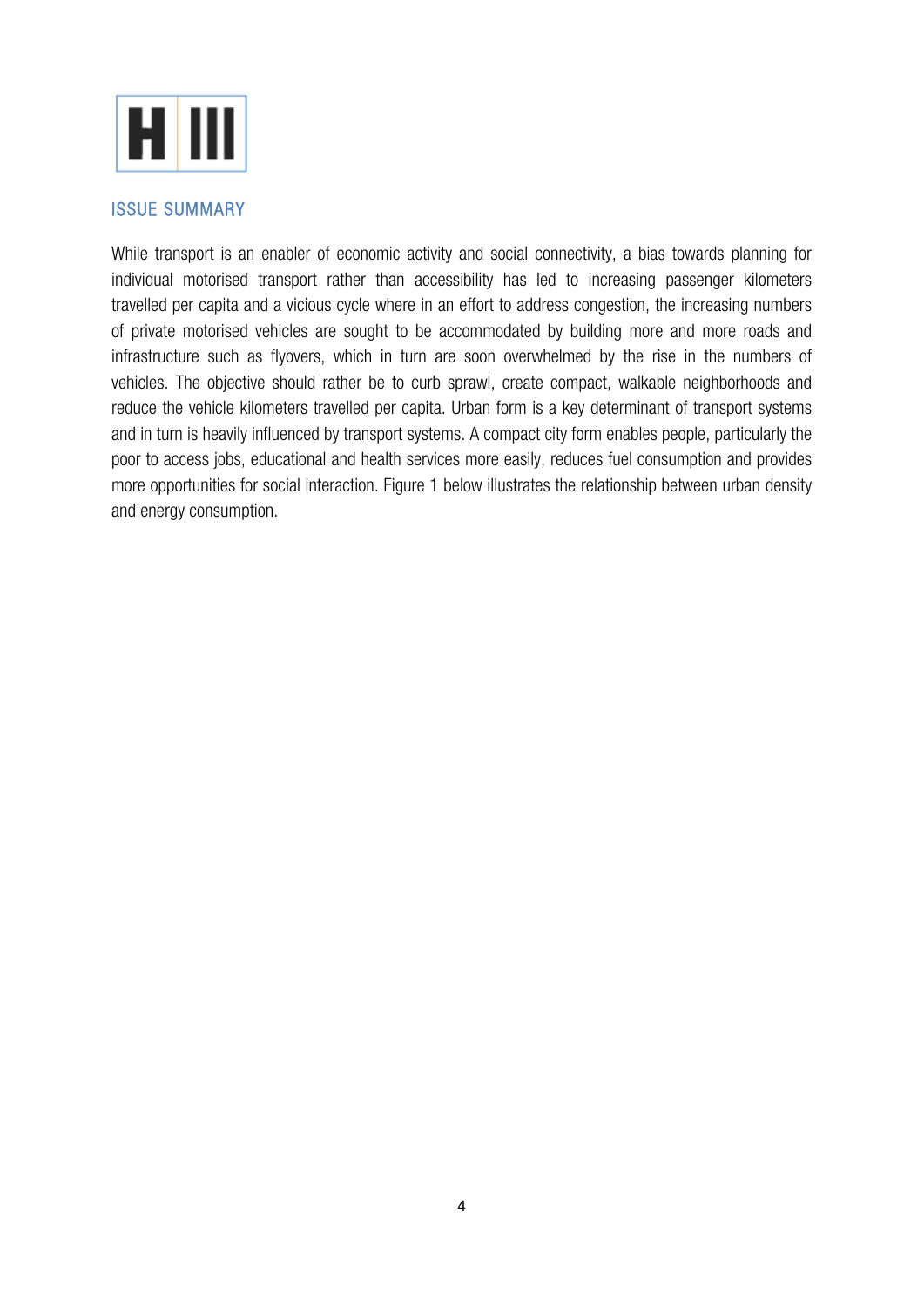## ISSUE SUMMARY

While transport is an enabler of economic activity and social connectivity, a bias towards planning for individual motorised transport rather than accessibility has led to increasing passenger kilometers travelled per capita and a vicious cycle where in an effort to address congestion, the increasing numbers of private motorised vehicles are sought to be accommodated by building more and more roads and infrastructure such as flyovers, which in turn are soon overwhelmed by the rise in the numbers of vehicles. The objective should rather be to curb sprawl, create compact, walkable neighborhoods and reduce the vehicle kilometers travelled per capita. Urban form is a key determinant of transport systems and in turn is heavily influenced by transport systems. A compact city form enables people, particularly the poor to access jobs, educational and health services more easily, reduces fuel consumption and provides more opportunities for social interaction. Figure 1 below illustrates the relationship between urban density and energy consumption.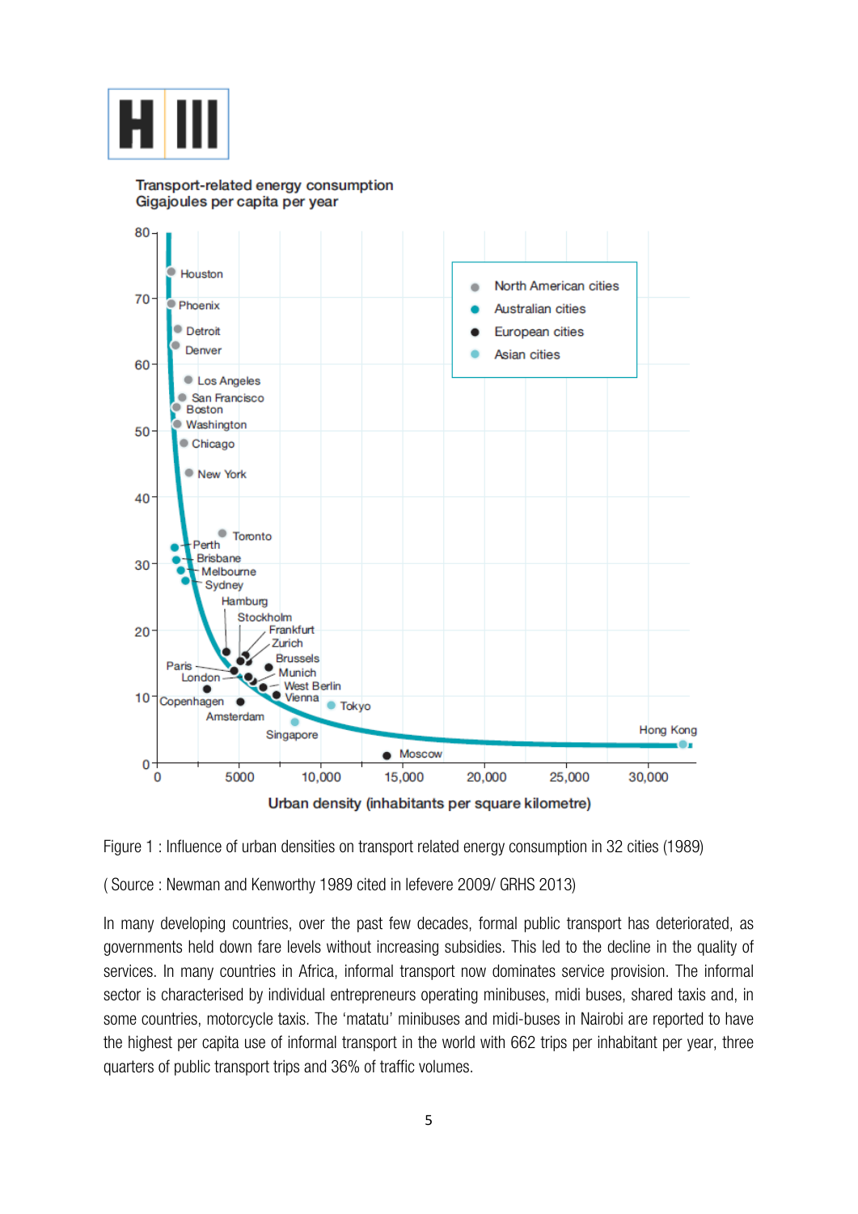Figure 1 : Influence of urban densities on transport related energy consumption in 32 cities (1989)

( Source : Newman and Kenworthy 1989 cited in lefevere 2009/ GRHS 2013)

In many developing countries, over the past few decades, formal public transport has deteriorated, as governments held down fare levels without increasing subsidies. This led to the decline in the quality of services. In many countries in Africa, informal transport now dominates service provision. The informal sector is characterised by individual entrepreneurs operating minibuses, midi buses, shared taxis and, in some countries, motorcycle taxis. The 'matatu' minibuses and midi-buses in Nairobi are reported to have the highest per capita use of informal transport in the world with 662 trips per inhabitant per year, three quarters of public transport trips and 36% of traffic volumes.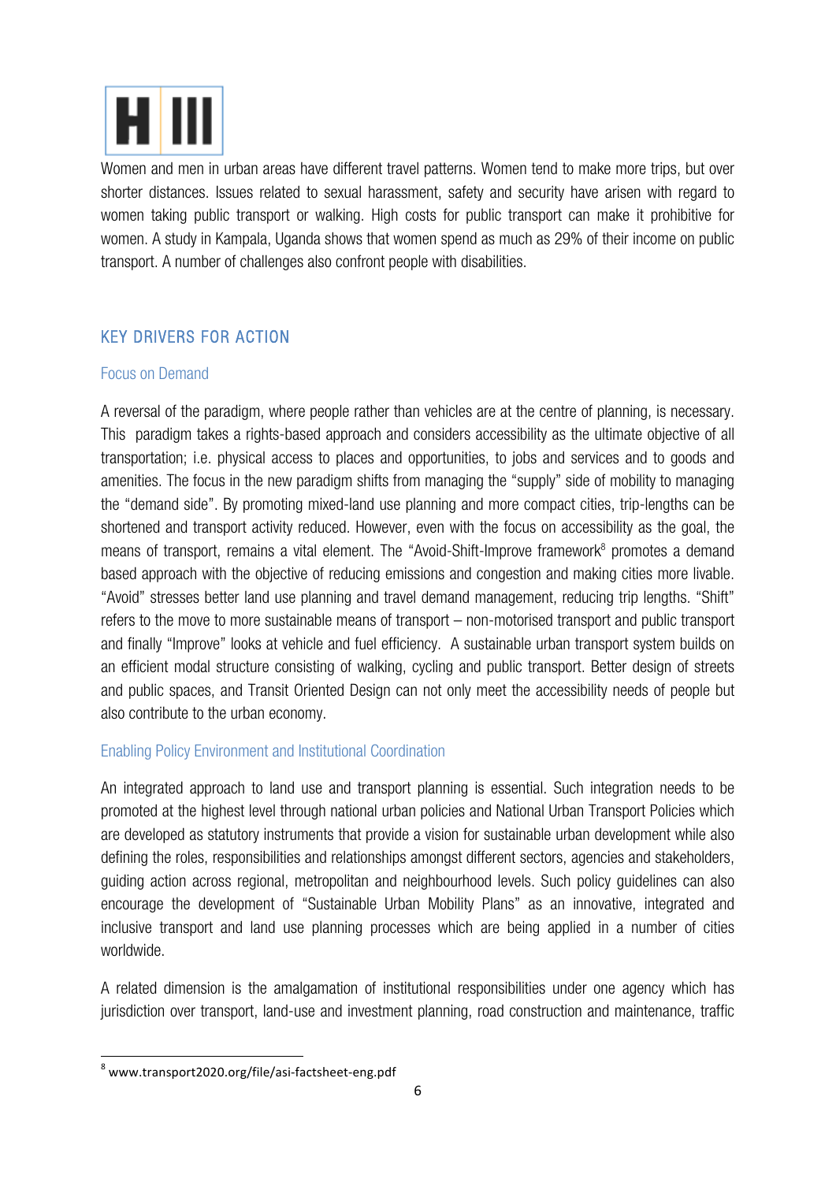Women and men in urban areas have different travel patterns. Women tend to make more trips, but over shorter distances. Issues related to sexual harassment, safety and security have arisen with regard to women taking public transport or walking. High costs for public transport can make it prohibitive for women. A study in Kampala, Uganda shows that women spend as much as 29% of their income on public transport. A number of challenges also confront people with disabilities.

## KEY DRIVERS FOR ACTION

### Focus on Demand

A reversal of the paradigm, where people rather than vehicles are at the centre of planning, is necessary. This paradigm takes a rights-based approach and considers accessibility as the ultimate objective of all transportation; i.e. physical access to places and opportunities, to jobs and services and to goods and amenities. The focus in the new paradigm shifts from managing the "supply" side of mobility to managing the "demand side". By promoting mixed-land use planning and more compact cities, trip-lengths can be shortened and transport activity reduced. However, even with the focus on accessibility as the goal, the means of transport, remains a vital element. The "Avoid-Shift-Improve framework[8] promotes a demand based approach with the objective of reducing emissions and congestion and making cities more livable. "Avoid" stresses better land use planning and travel demand management, reducing trip lengths. "Shift" refers to the move to more sustainable means of transport – non-motorised transport and public transport and finally "Improve" looks at vehicle and fuel efficiency. A sustainable urban transport system builds on an efficient modal structure consisting of walking, cycling and public transport. Better design of streets and public spaces, and Transit Oriented Design can not only meet the accessibility needs of people but also contribute to the urban economy.

### Enabling Policy Environment and Institutional Coordination

An integrated approach to land use and transport planning is essential. Such integration needs to be promoted at the highest level through national urban policies and National Urban Transport Policies which are developed as statutory instruments that provide a vision for sustainable urban development while also defining the roles, responsibilities and relationships amongst different sectors, agencies and stakeholders, guiding action across regional, metropolitan and neighbourhood levels. Such policy guidelines can also encourage the development of "Sustainable Urban Mobility Plans" as an innovative, integrated and inclusive transport and land use planning processes which are being applied in a number of cities worldwide.

A related dimension is the amalgamation of institutional responsibilities under one agency which has jurisdiction over transport, land-use and investment planning, road construction and maintenance, traffic

---

[8] www.transport2020.org/file/asi-factsheet-eng.pdf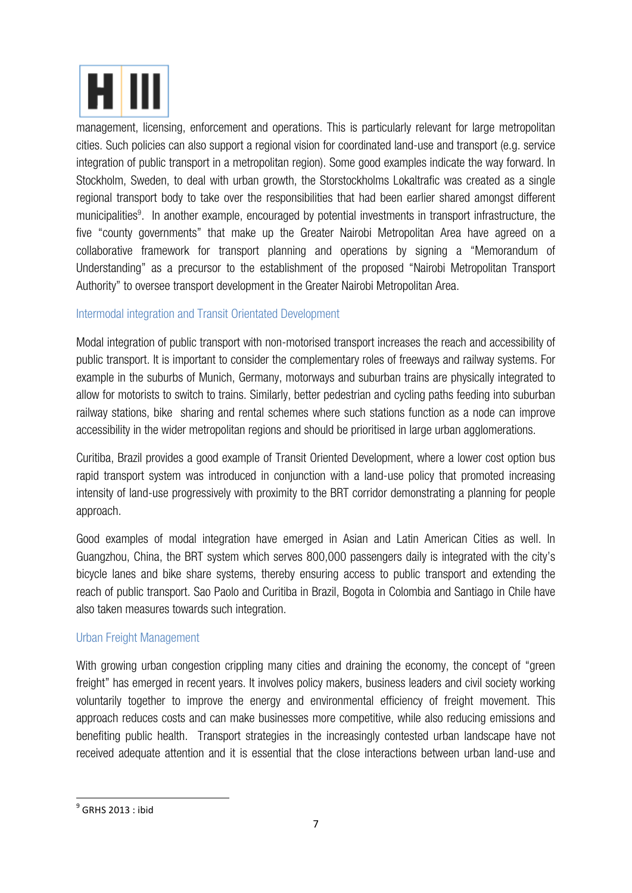management, licensing, enforcement and operations. This is particularly relevant for large metropolitan cities. Such policies can also support a regional vision for coordinated land-use and transport (e.g. service integration of public transport in a metropolitan region). Some good examples indicate the way forward. In Stockholm, Sweden, to deal with urban growth, the Storstockholms Lokaltrafic was created as a single regional transport body to take over the responsibilities that had been earlier shared amongst different municipalities[9]. In another example, encouraged by potential investments in transport infrastructure, the five "county governments" that make up the Greater Nairobi Metropolitan Area have agreed on a collaborative framework for transport planning and operations by signing a "Memorandum of Understanding" as a precursor to the establishment of the proposed "Nairobi Metropolitan Transport Authority" to oversee transport development in the Greater Nairobi Metropolitan Area.

### Intermodal integration and Transit Orientated Development

Modal integration of public transport with non-motorised transport increases the reach and accessibility of public transport. It is important to consider the complementary roles of freeways and railway systems. For example in the suburbs of Munich, Germany, motorways and suburban trains are physically integrated to allow for motorists to switch to trains. Similarly, better pedestrian and cycling paths feeding into suburban railway stations, bike sharing and rental schemes where such stations function as a node can improve accessibility in the wider metropolitan regions and should be prioritised in large urban agglomerations.

Curitiba, Brazil provides a good example of Transit Oriented Development, where a lower cost option bus rapid transport system was introduced in conjunction with a land-use policy that promoted increasing intensity of land-use progressively with proximity to the BRT corridor demonstrating a planning for people approach.

Good examples of modal integration have emerged in Asian and Latin American Cities as well. In Guangzhou, China, the BRT system which serves 800,000 passengers daily is integrated with the city's bicycle lanes and bike share systems, thereby ensuring access to public transport and extending the reach of public transport. Sao Paolo and Curitiba in Brazil, Bogota in Colombia and Santiago in Chile have also taken measures towards such integration.

### Urban Freight Management

With growing urban congestion crippling many cities and draining the economy, the concept of "green freight" has emerged in recent years. It involves policy makers, business leaders and civil society working voluntarily together to improve the energy and environmental efficiency of freight movement. This approach reduces costs and can make businesses more competitive, while also reducing emissions and benefiting public health. Transport strategies in the increasingly contested urban landscape have not received adequate attention and it is essential that the close interactions between urban land-use and

[9] GRHS 2013 : ibid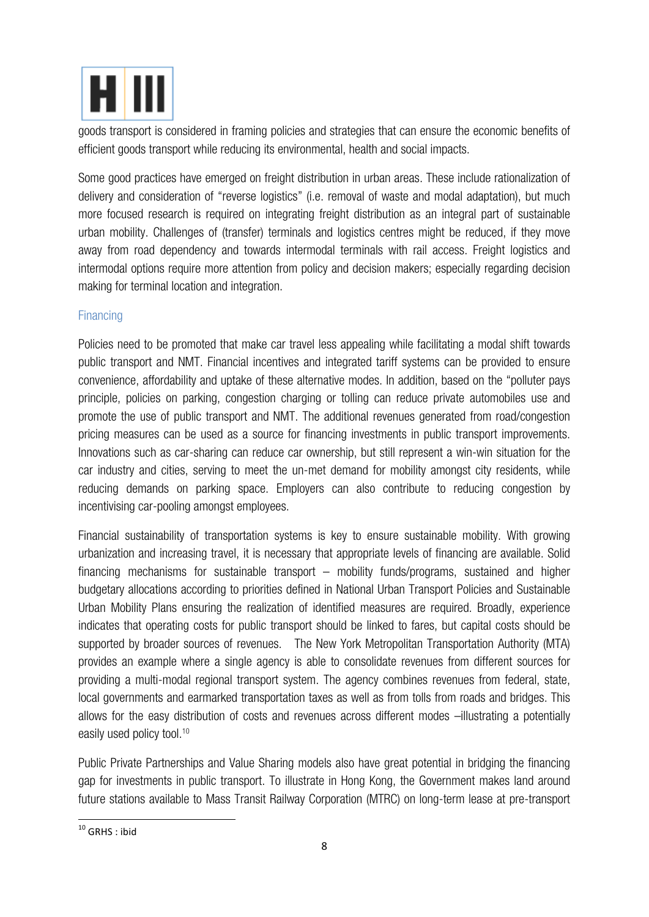goods transport is considered in framing policies and strategies that can ensure the economic benefits of efficient goods transport while reducing its environmental, health and social impacts.

Some good practices have emerged on freight distribution in urban areas. These include rationalization of delivery and consideration of "reverse logistics" (i.e. removal of waste and modal adaptation), but much more focused research is required on integrating freight distribution as an integral part of sustainable urban mobility. Challenges of (transfer) terminals and logistics centres might be reduced, if they move away from road dependency and towards intermodal terminals with rail access. Freight logistics and intermodal options require more attention from policy and decision makers; especially regarding decision making for terminal location and integration.

### Financing

Policies need to be promoted that make car travel less appealing while facilitating a modal shift towards public transport and NMT. Financial incentives and integrated tariff systems can be provided to ensure convenience, affordability and uptake of these alternative modes. In addition, based on the "polluter pays principle, policies on parking, congestion charging or tolling can reduce private automobiles use and promote the use of public transport and NMT. The additional revenues generated from road/congestion pricing measures can be used as a source for financing investments in public transport improvements. Innovations such as car-sharing can reduce car ownership, but still represent a win-win situation for the car industry and cities, serving to meet the un-met demand for mobility amongst city residents, while reducing demands on parking space. Employers can also contribute to reducing congestion by incentivising car-pooling amongst employees.

Financial sustainability of transportation systems is key to ensure sustainable mobility. With growing urbanization and increasing travel, it is necessary that appropriate levels of financing are available. Solid financing mechanisms for sustainable transport – mobility funds/programs, sustained and higher budgetary allocations according to priorities defined in National Urban Transport Policies and Sustainable Urban Mobility Plans ensuring the realization of identified measures are required. Broadly, experience indicates that operating costs for public transport should be linked to fares, but capital costs should be supported by broader sources of revenues. The New York Metropolitan Transportation Authority (MTA) provides an example where a single agency is able to consolidate revenues from different sources for providing a multi-modal regional transport system. The agency combines revenues from federal, state, local governments and earmarked transportation taxes as well as from tolls from roads and bridges. This allows for the easy distribution of costs and revenues across different modes –illustrating a potentially easily used policy tool.[10]

Public Private Partnerships and Value Sharing models also have great potential in bridging the financing gap for investments in public transport. To illustrate in Hong Kong, the Government makes land around future stations available to Mass Transit Railway Corporation (MTRC) on long-term lease at pre-transport

[10] GRHS : ibid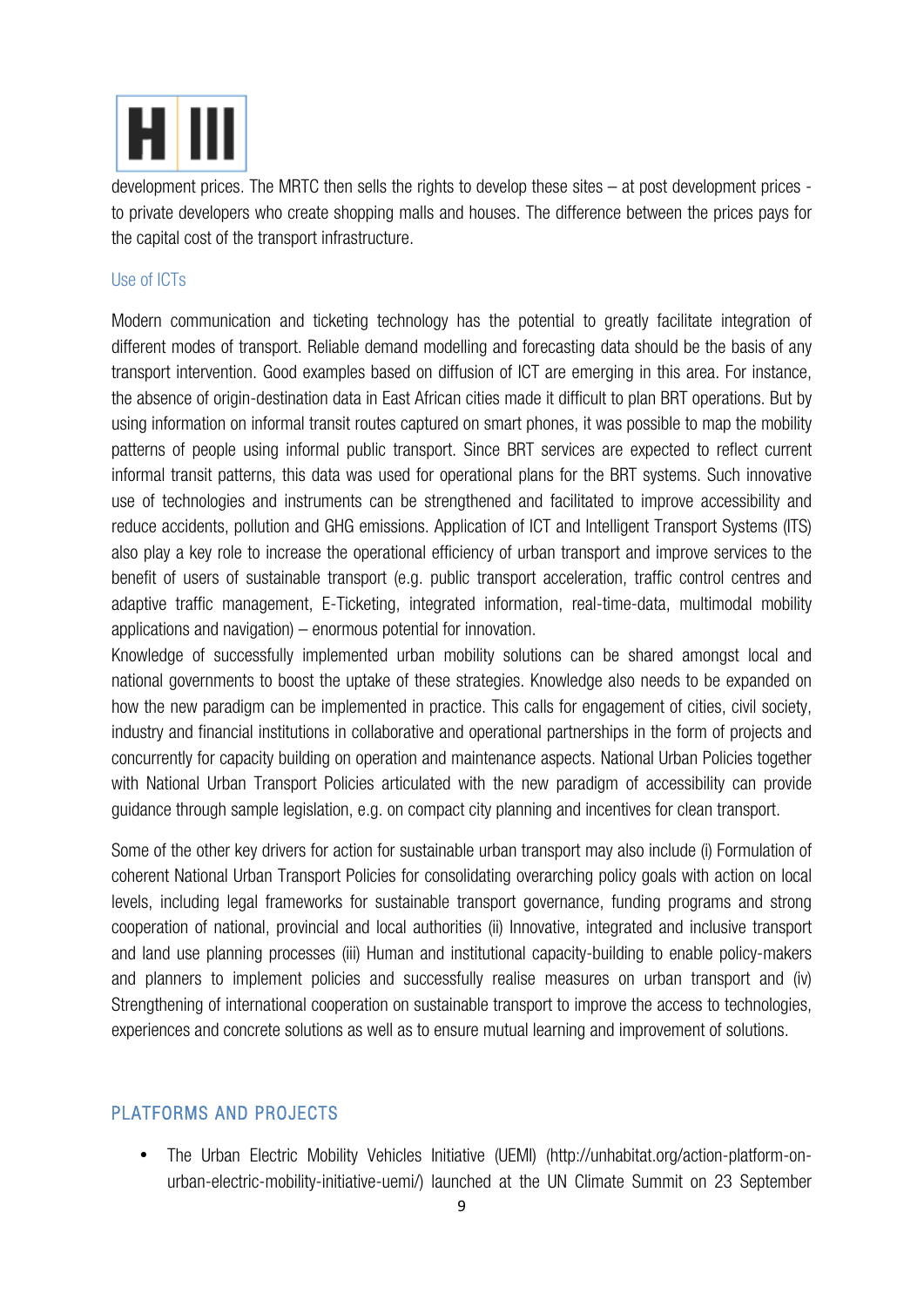development prices. The MRTC then sells the rights to develop these sites – at post development prices - to private developers who create shopping malls and houses. The difference between the prices pays for the capital cost of the transport infrastructure.

### Use of ICTs

Modern communication and ticketing technology has the potential to greatly facilitate integration of different modes of transport. Reliable demand modelling and forecasting data should be the basis of any transport intervention. Good examples based on diffusion of ICT are emerging in this area. For instance, the absence of origin-destination data in East African cities made it difficult to plan BRT operations. But by using information on informal transit routes captured on smart phones, it was possible to map the mobility patterns of people using informal public transport. Since BRT services are expected to reflect current informal transit patterns, this data was used for operational plans for the BRT systems. Such innovative use of technologies and instruments can be strengthened and facilitated to improve accessibility and reduce accidents, pollution and GHG emissions. Application of ICT and Intelligent Transport Systems (ITS) also play a key role to increase the operational efficiency of urban transport and improve services to the benefit of users of sustainable transport (e.g. public transport acceleration, traffic control centres and adaptive traffic management, E-Ticketing, integrated information, real-time-data, multimodal mobility applications and navigation) – enormous potential for innovation.

Knowledge of successfully implemented urban mobility solutions can be shared amongst local and national governments to boost the uptake of these strategies. Knowledge also needs to be expanded on how the new paradigm can be implemented in practice. This calls for engagement of cities, civil society, industry and financial institutions in collaborative and operational partnerships in the form of projects and concurrently for capacity building on operation and maintenance aspects. National Urban Policies together with National Urban Transport Policies articulated with the new paradigm of accessibility can provide guidance through sample legislation, e.g. on compact city planning and incentives for clean transport.

Some of the other key drivers for action for sustainable urban transport may also include (i) Formulation of coherent National Urban Transport Policies for consolidating overarching policy goals with action on local levels, including legal frameworks for sustainable transport governance, funding programs and strong cooperation of national, provincial and local authorities (ii) Innovative, integrated and inclusive transport and land use planning processes (iii) Human and institutional capacity-building to enable policy-makers and planners to implement policies and successfully realise measures on urban transport and (iv) Strengthening of international cooperation on sustainable transport to improve the access to technologies, experiences and concrete solutions as well as to ensure mutual learning and improvement of solutions.

## PLATFORMS AND PROJECTS

- The Urban Electric Mobility Vehicles Initiative (UEMI) (http://unhabitat.org/action-platform-on-urban-electric-mobility-initiative-uemi/) launched at the UN Climate Summit on 23 September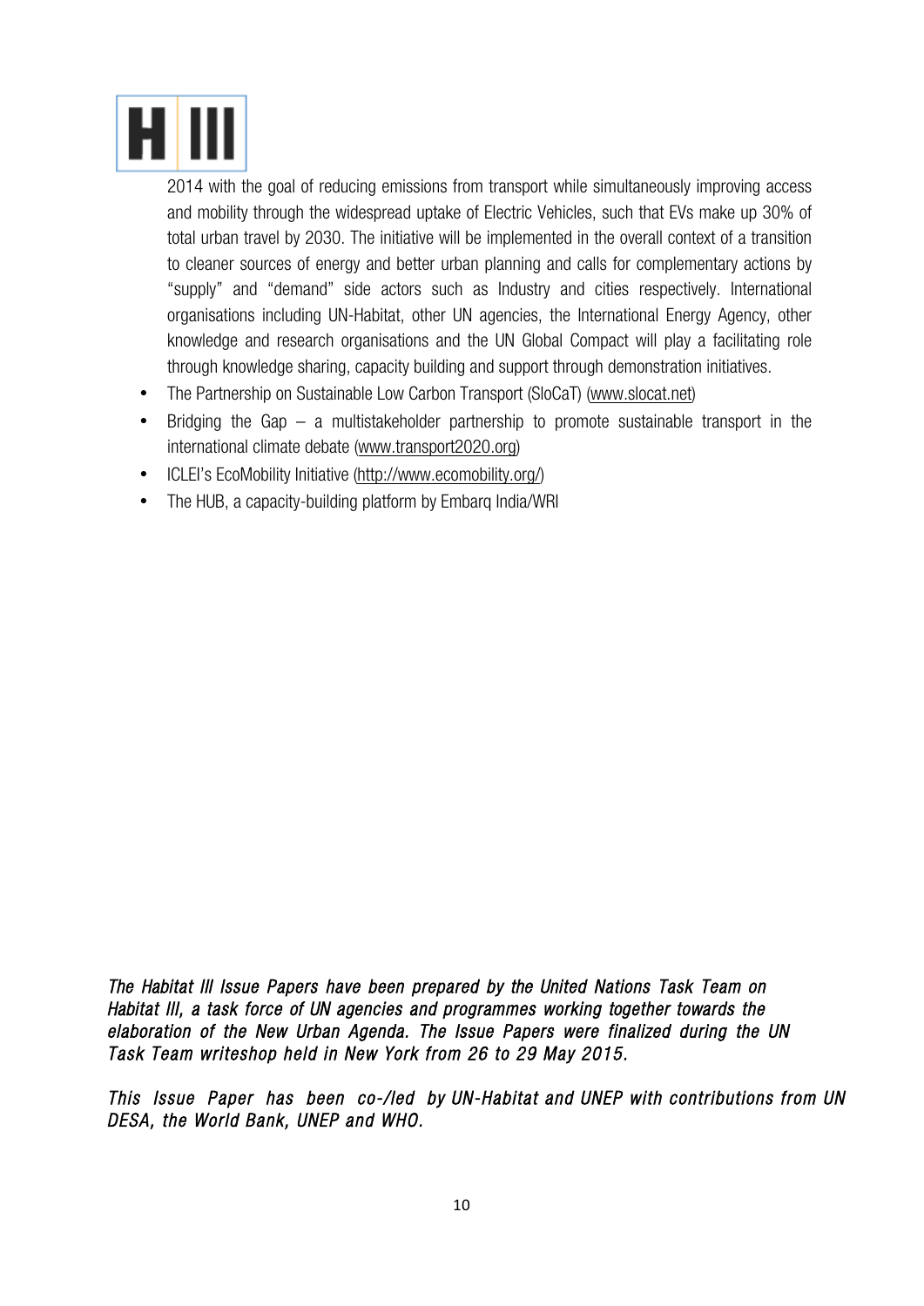2014 with the goal of reducing emissions from transport while simultaneously improving access and mobility through the widespread uptake of Electric Vehicles, such that EVs make up 30% of total urban travel by 2030. The initiative will be implemented in the overall context of a transition to cleaner sources of energy and better urban planning and calls for complementary actions by "supply" and "demand" side actors such as Industry and cities respectively. International organisations including UN-Habitat, other UN agencies, the International Energy Agency, other knowledge and research organisations and the UN Global Compact will play a facilitating role through knowledge sharing, capacity building and support through demonstration initiatives.

- The Partnership on Sustainable Low Carbon Transport (SloCaT) (www.slocat.net)
- Bridging the Gap – a multistakeholder partnership to promote sustainable transport in the international climate debate (www.transport2020.org)
- ICLEI's EcoMobility Initiative (http://www.ecomobility.org/)
- The HUB, a capacity-building platform by Embarq India/WRI

*The Habitat III Issue Papers have been prepared by the United Nations Task Team on Habitat III, a task force of UN agencies and programmes working together towards the elaboration of the New Urban Agenda. The Issue Papers were finalized during the UN Task Team writeshop held in New York from 26 to 29 May 2015.*

*This Issue Paper has been co-/led by UN-Habitat and UNEP with contributions from UN DESA, the World Bank, UNEP and WHO.*